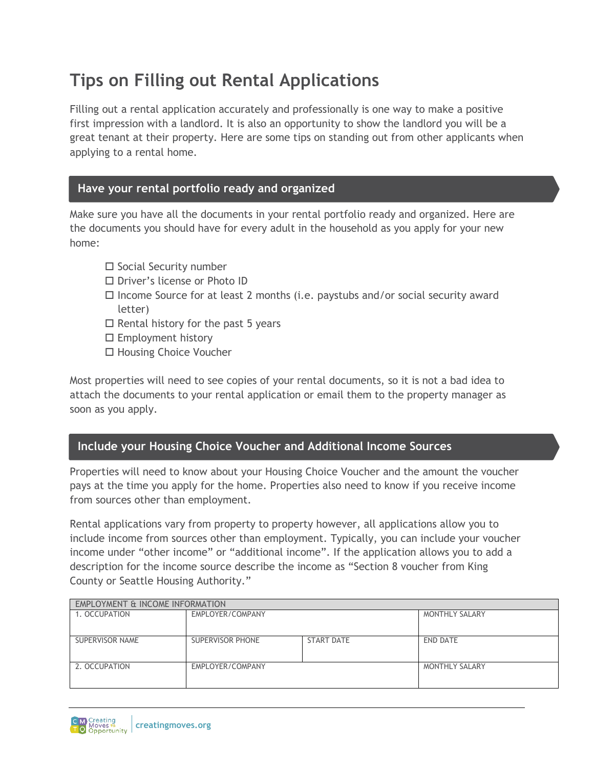# Tips on Filling out Rental Applications

Filling out a rental application accurately and professionally is one way to make a positive first impression with a landlord. It is also an opportunity to show the landlord you will be a great tenant at their property. Here are some tips on standing out from other applicants when applying to a rental home.

## Have your rental portfolio ready and organized

Make sure you have all the documents in your rental portfolio ready and organized. Here are the documents you should have for every adult in the household as you apply for your new home:

- ☐ Social Security number
- ☐ Driver's license or Photo ID
- ☐ Income Source for at least 2 months (i.e. paystubs and/or social security award letter)
- ☐ Rental history for the past 5 years
- ☐ Employment history
- ☐ Housing Choice Voucher

Most properties will need to see copies of your rental documents, so it is not a bad idea to attach the documents to your rental application or email them to the property manager as soon as you apply.

## Include your Housing Choice Voucher and Additional Income Sources

Properties will need to know about your Housing Choice Voucher and the amount the voucher pays at the time you apply for the home. Properties also need to know if you receive income from sources other than employment.

Rental applications vary from property to property however, all applications allow you to include income from sources other than employment. Typically, you can include your voucher income under "other income" or "additional income". If the application allows you to add a description for the income source describe the income as "Section 8 voucher from King County or Seattle Housing Authority."

| EMPLOYMENT & INCOME INFORMATION | | | |
|---|---|---|---|
| 1. OCCUPATION | EMPLOYER/COMPANY | | MONTHLY SALARY |
| SUPERVISOR NAME | SUPERVISOR PHONE | START DATE | END DATE |
| 2. OCCUPATION | EMPLOYER/COMPANY | | MONTHLY SALARY |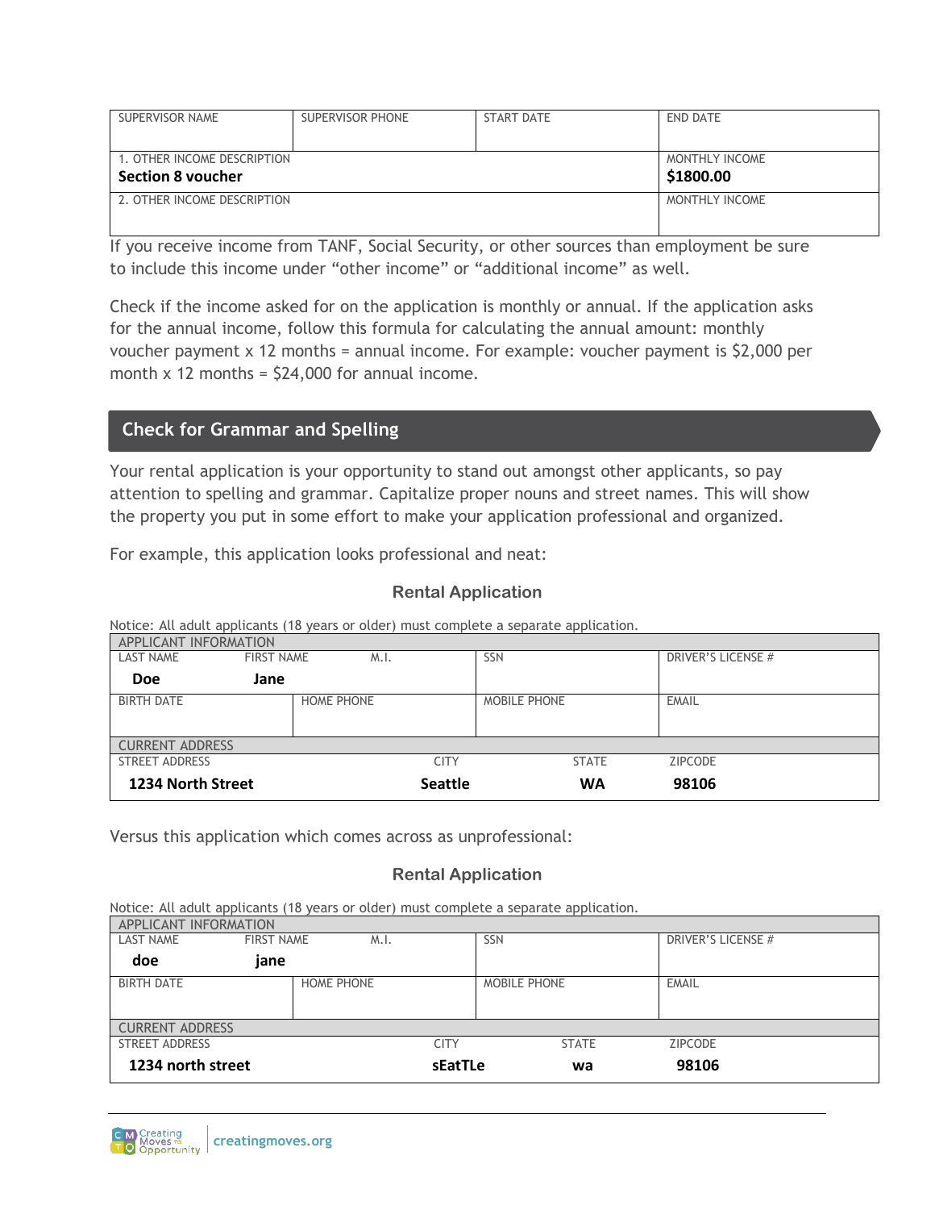| SUPERVISOR NAME | SUPERVISOR PHONE | START DATE | END DATE |
|---|---|---|---|
| 1. OTHER INCOME DESCRIPTION<br>**Section 8 voucher** | | | MONTHLY INCOME<br>**$1800.00** |
| 2. OTHER INCOME DESCRIPTION | | | MONTHLY INCOME |

If you receive income from TANF, Social Security, or other sources than employment be sure to include this income under "other income" or "additional income" as well.

Check if the income asked for on the application is monthly or annual. If the application asks for the annual income, follow this formula for calculating the annual amount: monthly voucher payment x 12 months = annual income. For example: voucher payment is $2,000 per month x 12 months = $24,000 for annual income.

## Check for Grammar and Spelling

Your rental application is your opportunity to stand out amongst other applicants, so pay attention to spelling and grammar. Capitalize proper nouns and street names. This will show the property you put in some effort to make your application professional and organized.

For example, this application looks professional and neat:

### Rental Application

Notice: All adult applicants (18 years or older) must complete a separate application.

| APPLICANT INFORMATION | | | |
|---|---|---|---|
| LAST NAME / FIRST NAME / M.I.<br>**Doe** **Jane** | | SSN | DRIVER'S LICENSE # |
| BIRTH DATE | HOME PHONE | MOBILE PHONE | EMAIL |
| CURRENT ADDRESS | | | |
| STREET ADDRESS<br>**1234 North Street** | CITY<br>**Seattle** | STATE<br>**WA** | ZIPCODE<br>**98106** |

Versus this application which comes across as unprofessional:

### Rental Application

Notice: All adult applicants (18 years or older) must complete a separate application.

| APPLICANT INFORMATION | | | |
|---|---|---|---|
| LAST NAME / FIRST NAME / M.I.<br>**doe** **jane** | | SSN | DRIVER'S LICENSE # |
| BIRTH DATE | HOME PHONE | MOBILE PHONE | EMAIL |
| CURRENT ADDRESS | | | |
| STREET ADDRESS<br>**1234 north street** | CITY<br>**sEatTLe** | STATE<br>**wa** | ZIPCODE<br>**98106** |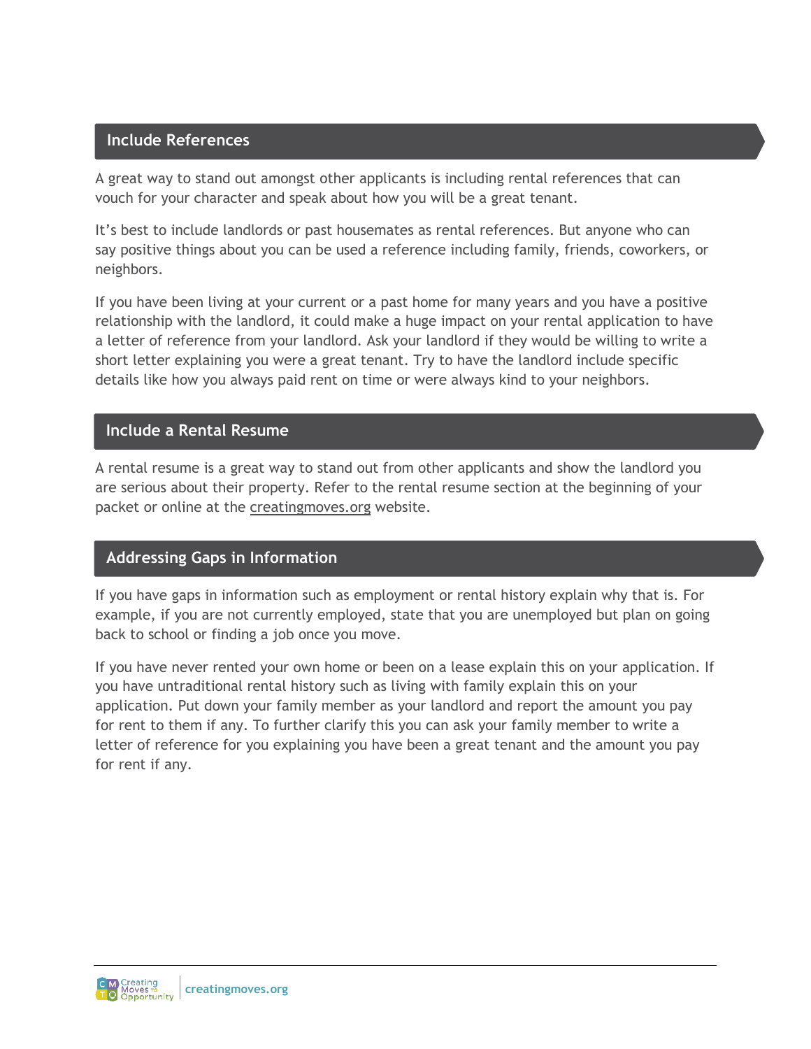## Include References

A great way to stand out amongst other applicants is including rental references that can vouch for your character and speak about how you will be a great tenant.

It's best to include landlords or past housemates as rental references. But anyone who can say positive things about you can be used a reference including family, friends, coworkers, or neighbors.

If you have been living at your current or a past home for many years and you have a positive relationship with the landlord, it could make a huge impact on your rental application to have a letter of reference from your landlord. Ask your landlord if they would be willing to write a short letter explaining you were a great tenant. Try to have the landlord include specific details like how you always paid rent on time or were always kind to your neighbors.

## Include a Rental Resume

A rental resume is a great way to stand out from other applicants and show the landlord you are serious about their property. Refer to the rental resume section at the beginning of your packet or online at the creatingmoves.org website.

## Addressing Gaps in Information

If you have gaps in information such as employment or rental history explain why that is. For example, if you are not currently employed, state that you are unemployed but plan on going back to school or finding a job once you move.

If you have never rented your own home or been on a lease explain this on your application. If you have untraditional rental history such as living with family explain this on your application. Put down your family member as your landlord and report the amount you pay for rent to them if any. To further clarify this you can ask your family member to write a letter of reference for you explaining you have been a great tenant and the amount you pay for rent if any.